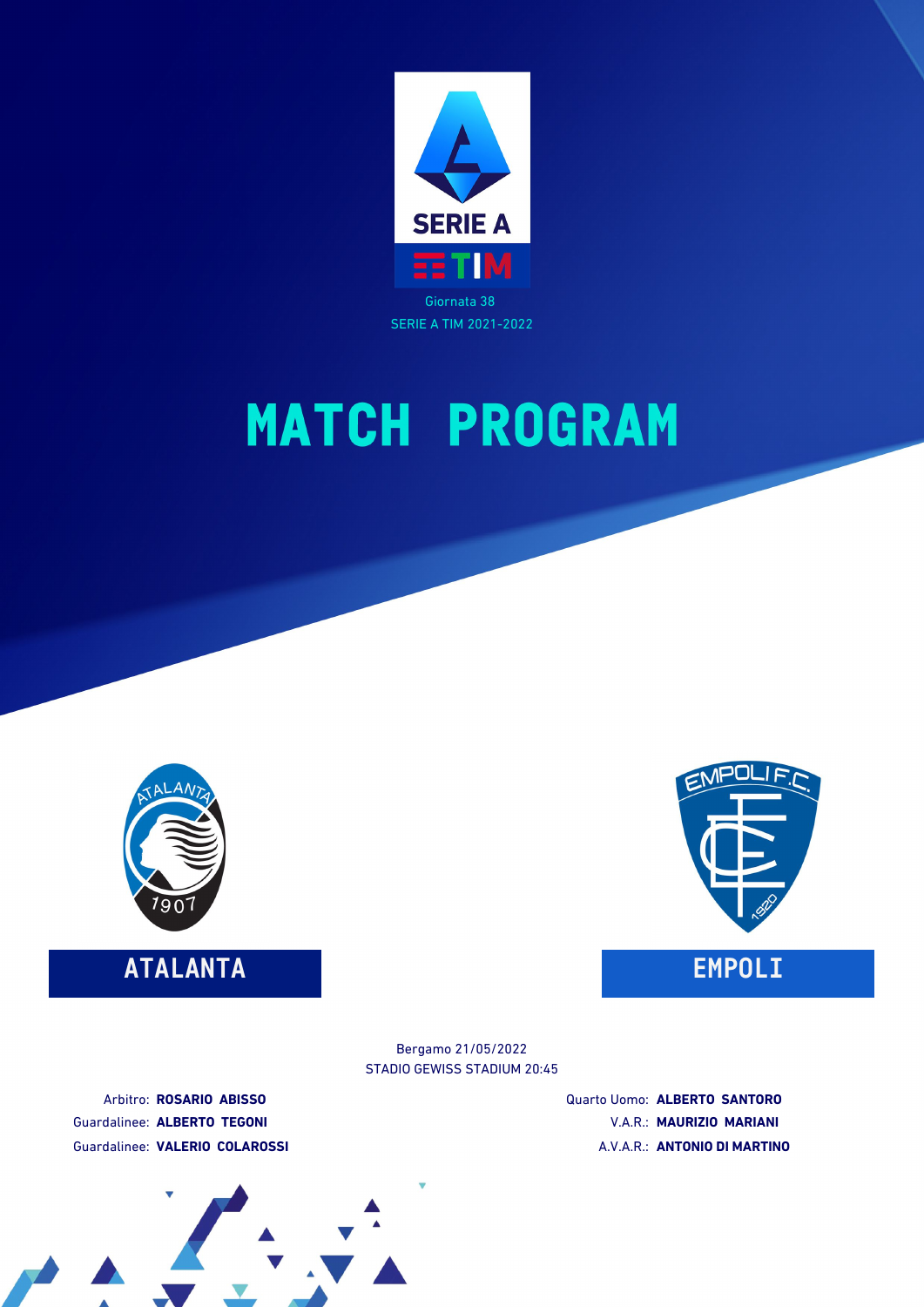SERIE A

TIM

Giornata 38

SERIE A TIM 2021-2022

# MATCH PROGRAM

ATALANTA

EMPOLI

Bergamo 21/05/2022

STADIO GEWISS STADIUM 20:45

Arbitro: **ROSARIO ABISSO**

Guardalinee: **ALBERTO TEGONI**

Guardalinee: **VALERIO COLAROSSI**

Quarto Uomo: **ALBERTO SANTORO**

V.A.R.: **MAURIZIO MARIANI**

A.V.A.R.: **ANTONIO DI MARTINO**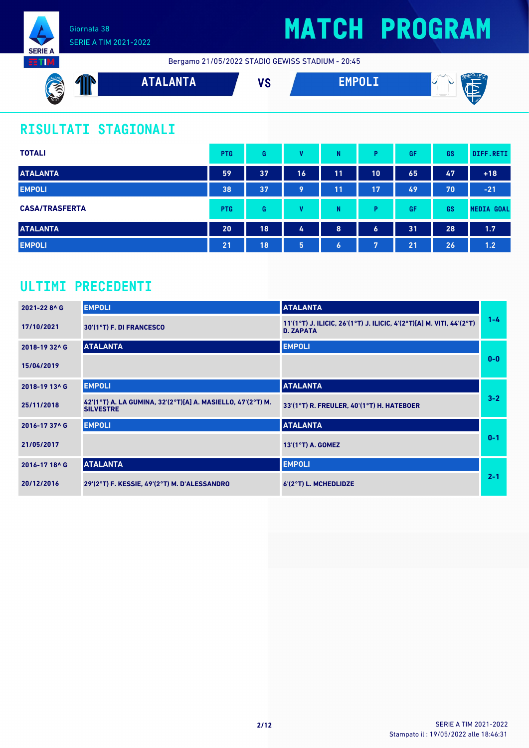Giornata 38

SERIE A TIM 2021-2022

# MATCH PROGRAM

Bergamo 21/05/2022 STADIO GEWISS STADIUM - 20:45

**ATALANTA** VS **EMPOLI**

## RISULTATI STAGIONALI

| TOTALI | PTG | G | V | N | P | GF | GS | DIFF.RETI |
|---|---|---|---|---|---|---|---|---|
| ATALANTA | 59 | 37 | 16 | 11 | 10 | 65 | 47 | +18 |
| EMPOLI | 38 | 37 | 9 | 11 | 17 | 49 | 70 | -21 |

| CASA/TRASFERTA | PTG | G | V | N | P | GF | GS | MEDIA GOAL |
|---|---|---|---|---|---|---|---|---|
| ATALANTA | 20 | 18 | 4 | 8 | 6 | 31 | 28 | 1.7 |
| EMPOLI | 21 | 18 | 5 | 6 | 7 | 21 | 26 | 1.2 |

## ULTIMI PRECEDENTI

| | | | |
|---|---|---|---|
| 2021-22 8^ G | EMPOLI | ATALANTA | 1-4 |
| 17/10/2021 | 30'(1°T) F. DI FRANCESCO | 11'(1°T) J. ILICIC, 26'(1°T) J. ILICIC, 4'(2°T)[A] M. VITI, 44'(2°T) D. ZAPATA | |
| 2018-19 32^ G | ATALANTA | EMPOLI | 0-0 |
| 15/04/2019 | | | |
| 2018-19 13^ G | EMPOLI | ATALANTA | 3-2 |
| 25/11/2018 | 42'(1°T) A. LA GUMINA, 32'(2°T)[A] A. MASIELLO, 47'(2°T) M. SILVESTRE | 33'(1°T) R. FREULER, 40'(1°T) H. HATEBOER | |
| 2016-17 37^ G | EMPOLI | ATALANTA | 0-1 |
| 21/05/2017 | | 13'(1°T) A. GOMEZ | |
| 2016-17 18^ G | ATALANTA | EMPOLI | 2-1 |
| 20/12/2016 | 29'(2°T) F. KESSIE, 49'(2°T) M. D'ALESSANDRO | 6'(2°T) L. MCHEDLIDZE | |

SERIE A TIM 2021-2022

Stampato il : 19/05/2022 alle 18:46:31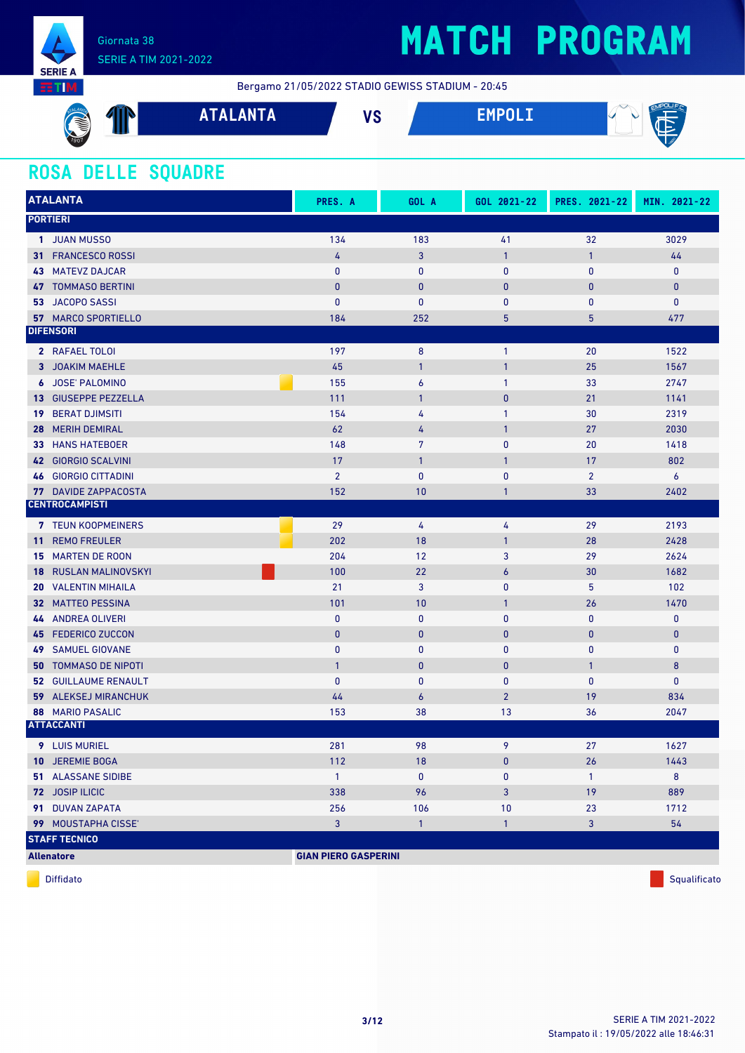Giornata 38
SERIE A TIM 2021-2022

# MATCH PROGRAM

Bergamo 21/05/2022 STADIO GEWISS STADIUM - 20:45

**ATALANTA** VS **EMPOLI**

## ROSA DELLE SQUADRE

| ATALANTA | | PRES. A | GOL A | GOL 2021-22 | PRES. 2021-22 | MIN. 2021-22 |
|---|---|---|---|---|---|---|
| **PORTIERI** | | | | | | |
| 1 | JUAN MUSSO | 134 | 183 | 41 | 32 | 3029 |
| 31 | FRANCESCO ROSSI | 4 | 3 | 1 | 1 | 44 |
| 43 | MATEVZ DAJCAR | 0 | 0 | 0 | 0 | 0 |
| 47 | TOMMASO BERTINI | 0 | 0 | 0 | 0 | 0 |
| 53 | JACOPO SASSI | 0 | 0 | 0 | 0 | 0 |
| 57 | MARCO SPORTIELLO | 184 | 252 | 5 | 5 | 477 |
| **DIFENSORI** | | | | | | |
| 2 | RAFAEL TOLOI | 197 | 8 | 1 | 20 | 1522 |
| 3 | JOAKIM MAEHLE | 45 | 1 | 1 | 25 | 1567 |
| 6 | JOSE' PALOMINO (Diffidato) | 155 | 6 | 1 | 33 | 2747 |
| 13 | GIUSEPPE PEZZELLA | 111 | 1 | 0 | 21 | 1141 |
| 19 | BERAT DJIMSITI | 154 | 4 | 1 | 30 | 2319 |
| 28 | MERIH DEMIRAL | 62 | 4 | 1 | 27 | 2030 |
| 33 | HANS HATEBOER | 148 | 7 | 0 | 20 | 1418 |
| 42 | GIORGIO SCALVINI | 17 | 1 | 1 | 17 | 802 |
| 46 | GIORGIO CITTADINI | 2 | 0 | 0 | 2 | 6 |
| 77 | DAVIDE ZAPPACOSTA | 152 | 10 | 1 | 33 | 2402 |
| **CENTROCAMPISTI** | | | | | | |
| 7 | TEUN KOOPMEINERS (Diffidato) | 29 | 4 | 4 | 29 | 2193 |
| 11 | REMO FREULER (Diffidato) | 202 | 18 | 1 | 28 | 2428 |
| 15 | MARTEN DE ROON | 204 | 12 | 3 | 29 | 2624 |
| 18 | RUSLAN MALINOVSKYI (Squalificato) | 100 | 22 | 6 | 30 | 1682 |
| 20 | VALENTIN MIHAILA | 21 | 3 | 0 | 5 | 102 |
| 32 | MATTEO PESSINA | 101 | 10 | 1 | 26 | 1470 |
| 44 | ANDREA OLIVERI | 0 | 0 | 0 | 0 | 0 |
| 45 | FEDERICO ZUCCON | 0 | 0 | 0 | 0 | 0 |
| 49 | SAMUEL GIOVANE | 0 | 0 | 0 | 0 | 0 |
| 50 | TOMMASO DE NIPOTI | 1 | 0 | 0 | 1 | 8 |
| 52 | GUILLAUME RENAULT | 0 | 0 | 0 | 0 | 0 |
| 59 | ALEKSEJ MIRANCHUK | 44 | 6 | 2 | 19 | 834 |
| 88 | MARIO PASALIC | 153 | 38 | 13 | 36 | 2047 |
| **ATTACCANTI** | | | | | | |
| 9 | LUIS MURIEL | 281 | 98 | 9 | 27 | 1627 |
| 10 | JEREMIE BOGA | 112 | 18 | 0 | 26 | 1443 |
| 51 | ALASSANE SIDIBE | 1 | 0 | 0 | 1 | 8 |
| 72 | JOSIP ILICIC | 338 | 96 | 3 | 19 | 889 |
| 91 | DUVAN ZAPATA | 256 | 106 | 10 | 23 | 1712 |
| 99 | MOUSTAPHA CISSE' | 3 | 1 | 1 | 3 | 54 |
| **STAFF TECNICO** | | | | | | |
| **Allenatore** | | **GIAN PIERO GASPERINI** | | | | |

Diffidato — Squalificato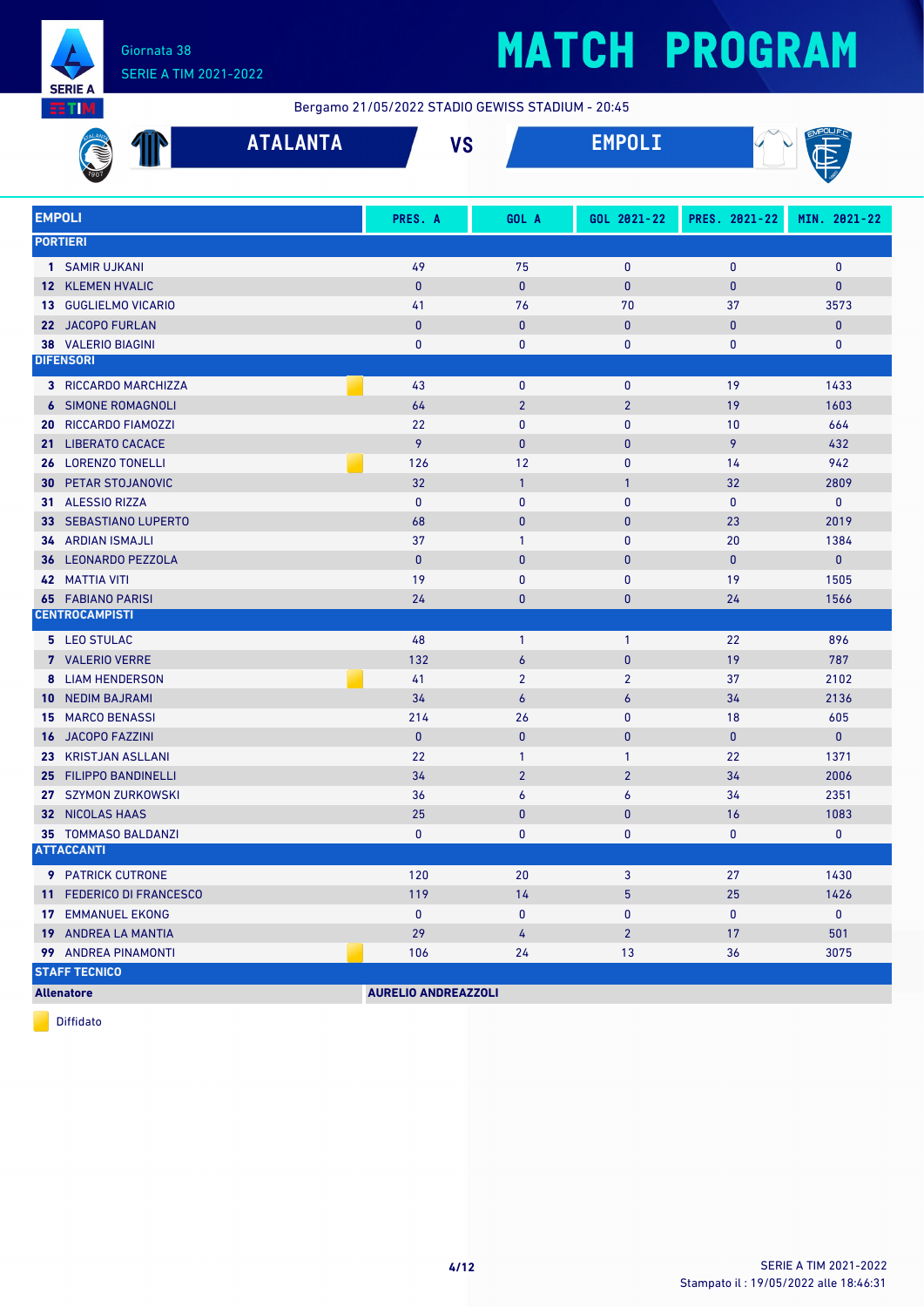# MATCH PROGRAM

Giornata 38

SERIE A TIM 2021-2022

Bergamo 21/05/2022 STADIO GEWISS STADIUM - 20:45

**ATALANTA** VS **EMPOLI**

| EMPOLI | PRES. A | GOL A | GOL 2021-22 | PRES. 2021-22 | MIN. 2021-22 |
|---|---|---|---|---|---|
| **PORTIERI** | | | | | |
| 1 SAMIR UJKANI | 49 | 75 | 0 | 0 | 0 |
| 12 KLEMEN HVALIC | 0 | 0 | 0 | 0 | 0 |
| 13 GUGLIELMO VICARIO | 41 | 76 | 70 | 37 | 3573 |
| 22 JACOPO FURLAN | 0 | 0 | 0 | 0 | 0 |
| 38 VALERIO BIAGINI | 0 | 0 | 0 | 0 | 0 |
| **DIFENSORI** | | | | | |
| 3 RICCARDO MARCHIZZA (Diffidato) | 43 | 0 | 0 | 19 | 1433 |
| 6 SIMONE ROMAGNOLI | 64 | 2 | 2 | 19 | 1603 |
| 20 RICCARDO FIAMOZZI | 22 | 0 | 0 | 10 | 664 |
| 21 LIBERATO CACACE | 9 | 0 | 0 | 9 | 432 |
| 26 LORENZO TONELLI (Diffidato) | 126 | 12 | 0 | 14 | 942 |
| 30 PETAR STOJANOVIC | 32 | 1 | 1 | 32 | 2809 |
| 31 ALESSIO RIZZA | 0 | 0 | 0 | 0 | 0 |
| 33 SEBASTIANO LUPERTO | 68 | 0 | 0 | 23 | 2019 |
| 34 ARDIAN ISMAJLI | 37 | 1 | 0 | 20 | 1384 |
| 36 LEONARDO PEZZOLA | 0 | 0 | 0 | 0 | 0 |
| 42 MATTIA VITI | 19 | 0 | 0 | 19 | 1505 |
| 65 FABIANO PARISI | 24 | 0 | 0 | 24 | 1566 |
| **CENTROCAMPISTI** | | | | | |
| 5 LEO STULAC | 48 | 1 | 1 | 22 | 896 |
| 7 VALERIO VERRE | 132 | 6 | 0 | 19 | 787 |
| 8 LIAM HENDERSON (Diffidato) | 41 | 2 | 2 | 37 | 2102 |
| 10 NEDIM BAJRAMI | 34 | 6 | 6 | 34 | 2136 |
| 15 MARCO BENASSI | 214 | 26 | 0 | 18 | 605 |
| 16 JACOPO FAZZINI | 0 | 0 | 0 | 0 | 0 |
| 23 KRISTJAN ASLLANI | 22 | 1 | 1 | 22 | 1371 |
| 25 FILIPPO BANDINELLI | 34 | 2 | 2 | 34 | 2006 |
| 27 SZYMON ZURKOWSKI | 36 | 6 | 6 | 34 | 2351 |
| 32 NICOLAS HAAS | 25 | 0 | 0 | 16 | 1083 |
| 35 TOMMASO BALDANZI | 0 | 0 | 0 | 0 | 0 |
| **ATTACCANTI** | | | | | |
| 9 PATRICK CUTRONE | 120 | 20 | 3 | 27 | 1430 |
| 11 FEDERICO DI FRANCESCO | 119 | 14 | 5 | 25 | 1426 |
| 17 EMMANUEL EKONG | 0 | 0 | 0 | 0 | 0 |
| 19 ANDREA LA MANTIA | 29 | 4 | 2 | 17 | 501 |
| 99 ANDREA PINAMONTI (Diffidato) | 106 | 24 | 13 | 36 | 3075 |
| **STAFF TECNICO** | | | | | |
| **Allenatore** | **AURELIO ANDREAZZOLI** | | | | |

Diffidato

SERIE A TIM 2021-2022

Stampato il : 19/05/2022 alle 18:46:31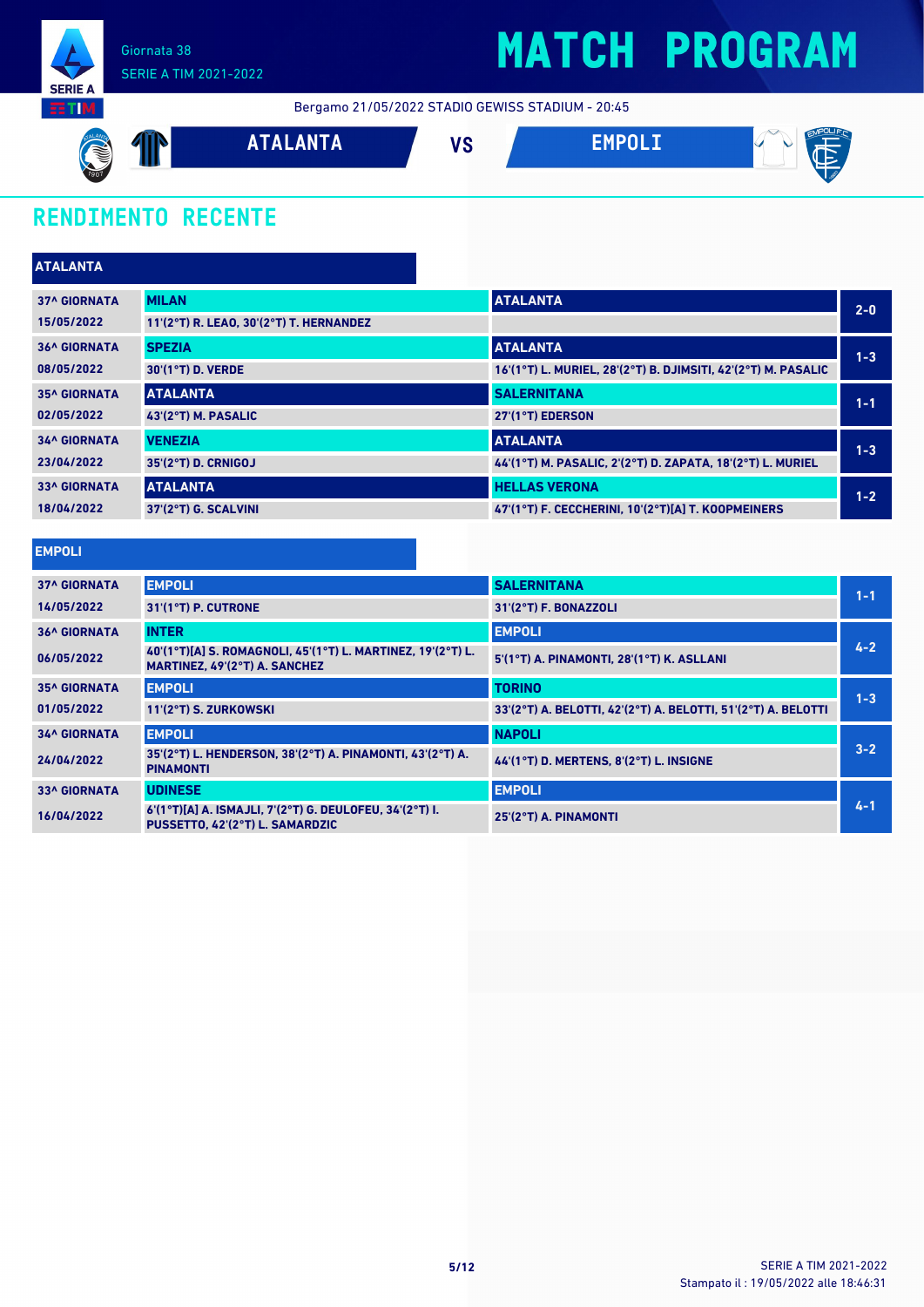Giornata 38

SERIE A TIM 2021-2022

# MATCH PROGRAM

Bergamo 21/05/2022 STADIO GEWISS STADIUM - 20:45

**ATALANTA** VS **EMPOLI**

## RENDIMENTO RECENTE

### ATALANTA

| | | | |
|---|---|---|---|
| 37^ GIORNATA<br>15/05/2022 | **MILAN**<br>11'(2°T) R. LEAO, 30'(2°T) T. HERNANDEZ | **ATALANTA** | 2-0 |
| 36^ GIORNATA<br>08/05/2022 | **SPEZIA**<br>30'(1°T) D. VERDE | **ATALANTA**<br>16'(1°T) L. MURIEL, 28'(2°T) B. DJIMSITI, 42'(2°T) M. PASALIC | 1-3 |
| 35^ GIORNATA<br>02/05/2022 | **ATALANTA**<br>43'(2°T) M. PASALIC | **SALERNITANA**<br>27'(1°T) EDERSON | 1-1 |
| 34^ GIORNATA<br>23/04/2022 | **VENEZIA**<br>35'(2°T) D. CRNIGOJ | **ATALANTA**<br>44'(1°T) M. PASALIC, 2'(2°T) D. ZAPATA, 18'(2°T) L. MURIEL | 1-3 |
| 33^ GIORNATA<br>18/04/2022 | **ATALANTA**<br>37'(2°T) G. SCALVINI | **HELLAS VERONA**<br>47'(1°T) F. CECCHERINI, 10'(2°T)[A] T. KOOPMEINERS | 1-2 |

### EMPOLI

| | | | |
|---|---|---|---|
| 37^ GIORNATA<br>14/05/2022 | **EMPOLI**<br>31'(1°T) P. CUTRONE | **SALERNITANA**<br>31'(2°T) F. BONAZZOLI | 1-1 |
| 36^ GIORNATA<br>06/05/2022 | **INTER**<br>40'(1°T)[A] S. ROMAGNOLI, 45'(1°T) L. MARTINEZ, 19'(2°T) L. MARTINEZ, 49'(2°T) A. SANCHEZ | **EMPOLI**<br>5'(1°T) A. PINAMONTI, 28'(1°T) K. ASLLANI | 4-2 |
| 35^ GIORNATA<br>01/05/2022 | **EMPOLI**<br>11'(2°T) S. ZURKOWSKI | **TORINO**<br>33'(2°T) A. BELOTTI, 42'(2°T) A. BELOTTI, 51'(2°T) A. BELOTTI | 1-3 |
| 34^ GIORNATA<br>24/04/2022 | **EMPOLI**<br>35'(2°T) L. HENDERSON, 38'(2°T) A. PINAMONTI, 43'(2°T) A. PINAMONTI | **NAPOLI**<br>44'(1°T) D. MERTENS, 8'(2°T) L. INSIGNE | 3-2 |
| 33^ GIORNATA<br>16/04/2022 | **UDINESE**<br>6'(1°T)[A] A. ISMAJLI, 7'(2°T) G. DEULOFEU, 34'(2°T) I. PUSSETTO, 42'(2°T) L. SAMARDZIC | **EMPOLI**<br>25'(2°T) A. PINAMONTI | 4-1 |

Stampato il : 19/05/2022 alle 18:46:31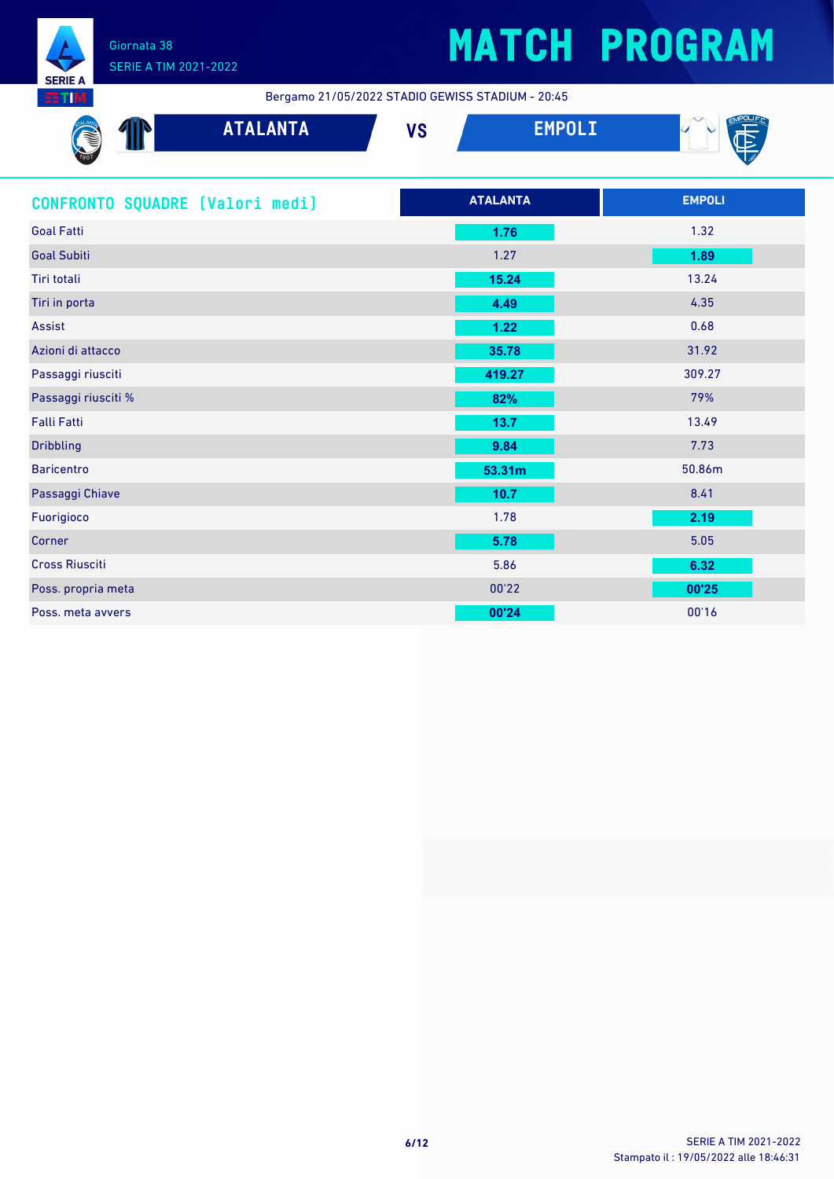# MATCH PROGRAM

Giornata 38
SERIE A TIM 2021-2022

Bergamo 21/05/2022 STADIO GEWISS STADIUM - 20:45

**ATALANTA** VS **EMPOLI**

## CONFRONTO SQUADRE [Valori medi]

| | ATALANTA | EMPOLI |
|---|---|---|
| Goal Fatti | **1.76** | 1.32 |
| Goal Subiti | 1.27 | **1.89** |
| Tiri totali | **15.24** | 13.24 |
| Tiri in porta | **4.49** | 4.35 |
| Assist | **1.22** | 0.68 |
| Azioni di attacco | **35.78** | 31.92 |
| Passaggi riusciti | **419.27** | 309.27 |
| Passaggi riusciti % | **82%** | 79% |
| Falli Fatti | **13.7** | 13.49 |
| Dribbling | **9.84** | 7.73 |
| Baricentro | **53.31m** | 50.86m |
| Passaggi Chiave | **10.7** | 8.41 |
| Fuorigioco | 1.78 | **2.19** |
| Corner | **5.78** | 5.05 |
| Cross Riusciti | 5.86 | **6.32** |
| Poss. propria meta | 00'22 | **00'25** |
| Poss. meta avvers | **00'24** | 00'16 |

SERIE A TIM 2021-2022
Stampato il : 19/05/2022 alle 18:46:31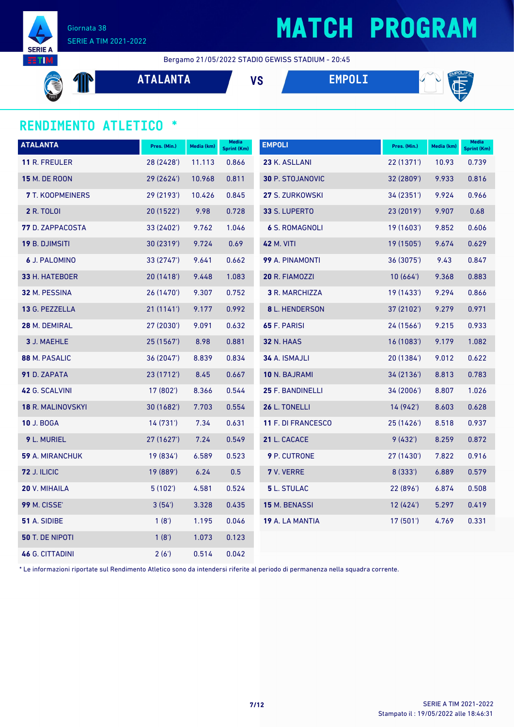Giornata 38

SERIE A TIM 2021-2022

# MATCH PROGRAM

Bergamo 21/05/2022 STADIO GEWISS STADIUM - 20:45

**ATALANTA** VS **EMPOLI**

## RENDIMENTO ATLETICO *

| ATALANTA | Pres. (Min.) | Media (km) | Media Sprint (Km) |
|---|---|---|---|
| **11** R. FREULER | 28 (2428') | 11.113 | 0.866 |
| **15** M. DE ROON | 29 (2624') | 10.968 | 0.811 |
| **7** T. KOOPMEINERS | 29 (2193') | 10.426 | 0.845 |
| **2** R. TOLOI | 20 (1522') | 9.98 | 0.728 |
| **77** D. ZAPPACOSTA | 33 (2402') | 9.762 | 1.046 |
| **19** B. DJIMSITI | 30 (2319') | 9.724 | 0.69 |
| **6** J. PALOMINO | 33 (2747') | 9.641 | 0.662 |
| **33** H. HATEBOER | 20 (1418') | 9.448 | 1.083 |
| **32** M. PESSINA | 26 (1470') | 9.307 | 0.752 |
| **13** G. PEZZELLA | 21 (1141') | 9.177 | 0.992 |
| **28** M. DEMIRAL | 27 (2030') | 9.091 | 0.632 |
| **3** J. MAEHLE | 25 (1567') | 8.98 | 0.881 |
| **88** M. PASALIC | 36 (2047') | 8.839 | 0.834 |
| **91** D. ZAPATA | 23 (1712') | 8.45 | 0.667 |
| **42** G. SCALVINI | 17 (802') | 8.366 | 0.544 |
| **18** R. MALINOVSKYI | 30 (1682') | 7.703 | 0.554 |
| **10** J. BOGA | 14 (731') | 7.34 | 0.631 |
| **9** L. MURIEL | 27 (1627') | 7.24 | 0.549 |
| **59** A. MIRANCHUK | 19 (834') | 6.589 | 0.523 |
| **72** J. ILICIC | 19 (889') | 6.24 | 0.5 |
| **20** V. MIHAILA | 5 (102') | 4.581 | 0.524 |
| **99** M. CISSE' | 3 (54') | 3.328 | 0.435 |
| **51** A. SIDIBE | 1 (8') | 1.195 | 0.046 |
| **50** T. DE NIPOTI | 1 (8') | 1.073 | 0.123 |
| **46** G. CITTADINI | 2 (6') | 0.514 | 0.042 |

| EMPOLI | Pres. (Min.) | Media (km) | Media Sprint (Km) |
|---|---|---|---|
| **23** K. ASLLANI | 22 (1371') | 10.93 | 0.739 |
| **30** P. STOJANOVIC | 32 (2809') | 9.933 | 0.816 |
| **27** S. ZURKOWSKI | 34 (2351') | 9.924 | 0.966 |
| **33** S. LUPERTO | 23 (2019') | 9.907 | 0.68 |
| **6** S. ROMAGNOLI | 19 (1603') | 9.852 | 0.606 |
| **42** M. VITI | 19 (1505') | 9.674 | 0.629 |
| **99** A. PINAMONTI | 36 (3075') | 9.43 | 0.847 |
| **20** R. FIAMOZZI | 10 (664') | 9.368 | 0.883 |
| **3** R. MARCHIZZA | 19 (1433') | 9.294 | 0.866 |
| **8** L. HENDERSON | 37 (2102') | 9.279 | 0.971 |
| **65** F. PARISI | 24 (1566') | 9.215 | 0.933 |
| **32** N. HAAS | 16 (1083') | 9.179 | 1.082 |
| **34** A. ISMAJLI | 20 (1384') | 9.012 | 0.622 |
| **10** N. BAJRAMI | 34 (2136') | 8.813 | 0.783 |
| **25** F. BANDINELLI | 34 (2006') | 8.807 | 1.026 |
| **26** L. TONELLI | 14 (942') | 8.603 | 0.628 |
| **11** F. DI FRANCESCO | 25 (1426') | 8.518 | 0.937 |
| **21** L. CACACE | 9 (432') | 8.259 | 0.872 |
| **9** P. CUTRONE | 27 (1430') | 7.822 | 0.916 |
| **7** V. VERRE | 8 (333') | 6.889 | 0.579 |
| **5** L. STULAC | 22 (896') | 6.874 | 0.508 |
| **15** M. BENASSI | 12 (424') | 5.297 | 0.419 |
| **19** A. LA MANTIA | 17 (501') | 4.769 | 0.331 |

* Le informazioni riportate sul Rendimento Atletico sono da intendersi riferite al periodo di permanenza nella squadra corrente.

Stampato il : 19/05/2022 alle 18:46:31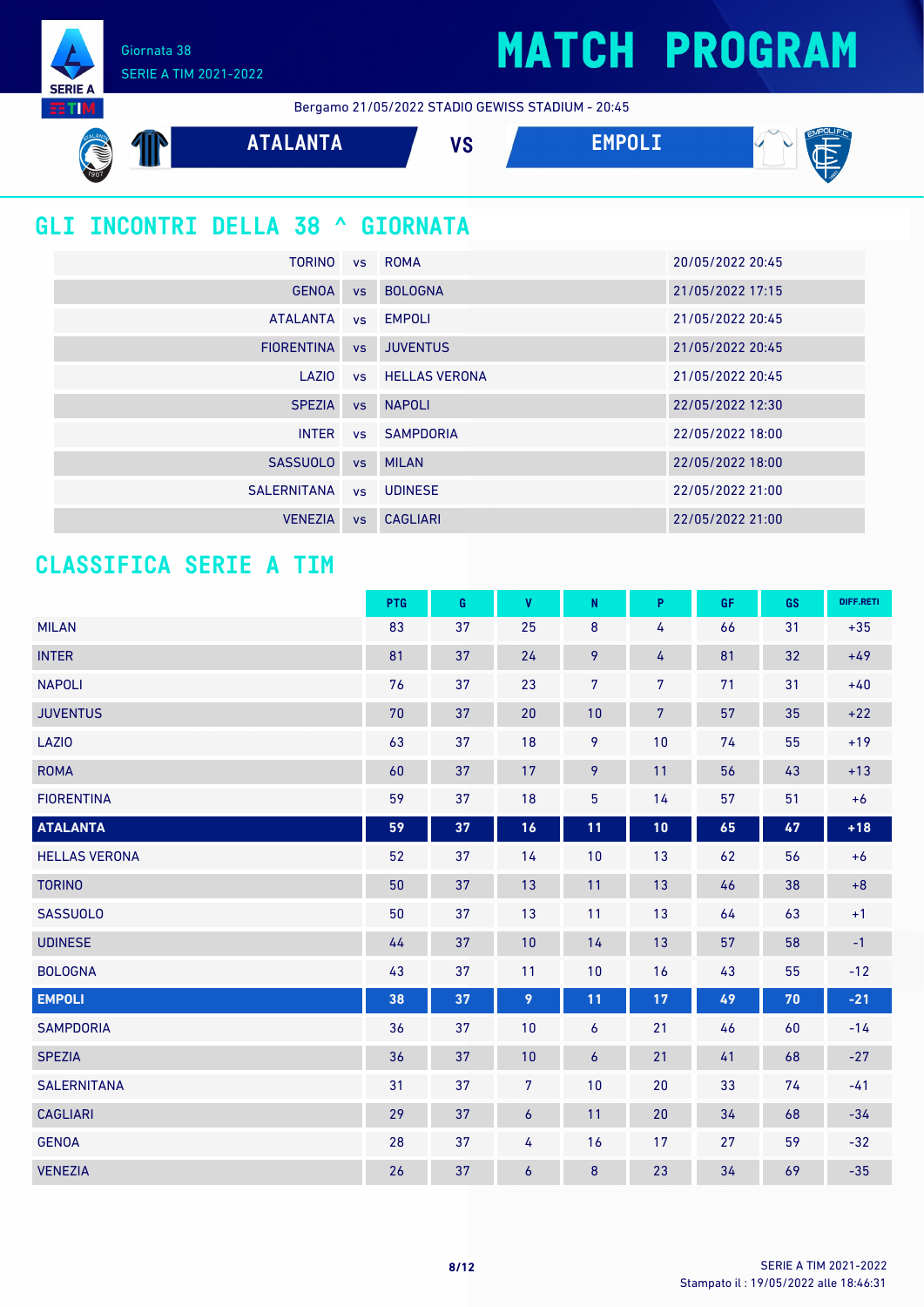Giornata 38
SERIE A TIM 2021-2022

# MATCH PROGRAM

Bergamo 21/05/2022 STADIO GEWISS STADIUM - 20:45

**ATALANTA** VS **EMPOLI**

## GLI INCONTRI DELLA 38 ^ GIORNATA

| | | | |
|---|---|---|---|
| TORINO | vs | ROMA | 20/05/2022 20:45 |
| GENOA | vs | BOLOGNA | 21/05/2022 17:15 |
| ATALANTA | vs | EMPOLI | 21/05/2022 20:45 |
| FIORENTINA | vs | JUVENTUS | 21/05/2022 20:45 |
| LAZIO | vs | HELLAS VERONA | 21/05/2022 20:45 |
| SPEZIA | vs | NAPOLI | 22/05/2022 12:30 |
| INTER | vs | SAMPDORIA | 22/05/2022 18:00 |
| SASSUOLO | vs | MILAN | 22/05/2022 18:00 |
| SALERNITANA | vs | UDINESE | 22/05/2022 21:00 |
| VENEZIA | vs | CAGLIARI | 22/05/2022 21:00 |

## CLASSIFICA SERIE A TIM

| | PTG | G | V | N | P | GF | GS | DIFF.RETI |
|---|---|---|---|---|---|---|---|---|
| MILAN | 83 | 37 | 25 | 8 | 4 | 66 | 31 | +35 |
| INTER | 81 | 37 | 24 | 9 | 4 | 81 | 32 | +49 |
| NAPOLI | 76 | 37 | 23 | 7 | 7 | 71 | 31 | +40 |
| JUVENTUS | 70 | 37 | 20 | 10 | 7 | 57 | 35 | +22 |
| LAZIO | 63 | 37 | 18 | 9 | 10 | 74 | 55 | +19 |
| ROMA | 60 | 37 | 17 | 9 | 11 | 56 | 43 | +13 |
| FIORENTINA | 59 | 37 | 18 | 5 | 14 | 57 | 51 | +6 |
| **ATALANTA** | **59** | **37** | **16** | **11** | **10** | **65** | **47** | **+18** |
| HELLAS VERONA | 52 | 37 | 14 | 10 | 13 | 62 | 56 | +6 |
| TORINO | 50 | 37 | 13 | 11 | 13 | 46 | 38 | +8 |
| SASSUOLO | 50 | 37 | 13 | 11 | 13 | 64 | 63 | +1 |
| UDINESE | 44 | 37 | 10 | 14 | 13 | 57 | 58 | -1 |
| BOLOGNA | 43 | 37 | 11 | 10 | 16 | 43 | 55 | -12 |
| **EMPOLI** | **38** | **37** | **9** | **11** | **17** | **49** | **70** | **-21** |
| SAMPDORIA | 36 | 37 | 10 | 6 | 21 | 46 | 60 | -14 |
| SPEZIA | 36 | 37 | 10 | 6 | 21 | 41 | 68 | -27 |
| SALERNITANA | 31 | 37 | 7 | 10 | 20 | 33 | 74 | -41 |
| CAGLIARI | 29 | 37 | 6 | 11 | 20 | 34 | 68 | -34 |
| GENOA | 28 | 37 | 4 | 16 | 17 | 27 | 59 | -32 |
| VENEZIA | 26 | 37 | 6 | 8 | 23 | 34 | 69 | -35 |

Stampato il : 19/05/2022 alle 18:46:31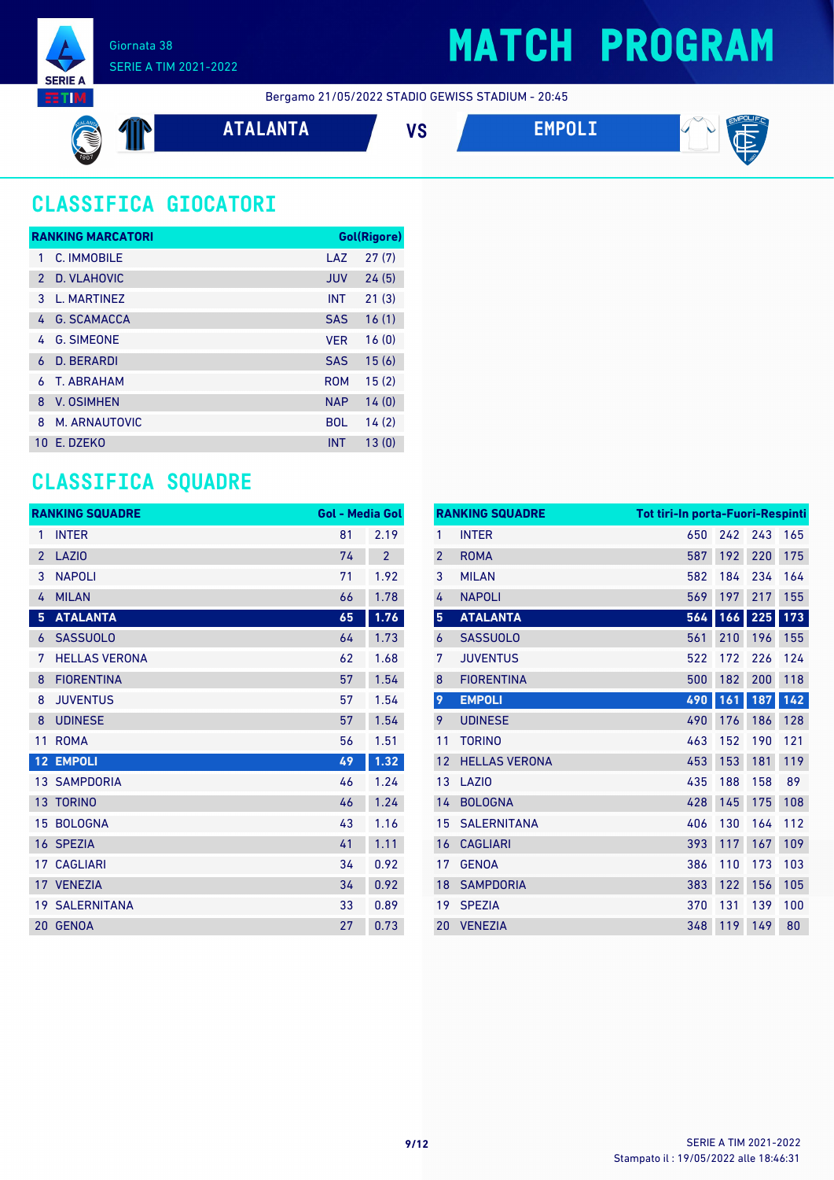Giornata 38

SERIE A TIM 2021-2022

# MATCH PROGRAM

Bergamo 21/05/2022 STADIO GEWISS STADIUM - 20:45

**ATALANTA** VS **EMPOLI**

## CLASSIFICA GIOCATORI

| RANKING MARCATORI | | | Gol(Rigore) |
|---|---|---|---|
| 1 | C. IMMOBILE | LAZ | 27 (7) |
| 2 | D. VLAHOVIC | JUV | 24 (5) |
| 3 | L. MARTINEZ | INT | 21 (3) |
| 4 | G. SCAMACCA | SAS | 16 (1) |
| 4 | G. SIMEONE | VER | 16 (0) |
| 6 | D. BERARDI | SAS | 15 (6) |
| 6 | T. ABRAHAM | ROM | 15 (2) |
| 8 | V. OSIMHEN | NAP | 14 (0) |
| 8 | M. ARNAUTOVIC | BOL | 14 (2) |
| 10 | E. DZEKO | INT | 13 (0) |

## CLASSIFICA SQUADRE

| RANKING SQUADRE | | Gol | Media Gol |
|---|---|---|---|
| 1 | INTER | 81 | 2.19 |
| 2 | LAZIO | 74 | 2 |
| 3 | NAPOLI | 71 | 1.92 |
| 4 | MILAN | 66 | 1.78 |
| **5** | **ATALANTA** | **65** | **1.76** |
| 6 | SASSUOLO | 64 | 1.73 |
| 7 | HELLAS VERONA | 62 | 1.68 |
| 8 | FIORENTINA | 57 | 1.54 |
| 8 | JUVENTUS | 57 | 1.54 |
| 8 | UDINESE | 57 | 1.54 |
| 11 | ROMA | 56 | 1.51 |
| **12** | **EMPOLI** | **49** | **1.32** |
| 13 | SAMPDORIA | 46 | 1.24 |
| 13 | TORINO | 46 | 1.24 |
| 15 | BOLOGNA | 43 | 1.16 |
| 16 | SPEZIA | 41 | 1.11 |
| 17 | CAGLIARI | 34 | 0.92 |
| 17 | VENEZIA | 34 | 0.92 |
| 19 | SALERNITANA | 33 | 0.89 |
| 20 | GENOA | 27 | 0.73 |

| RANKING SQUADRE | | Tot tiri | In porta | Fuori | Respinti |
|---|---|---|---|---|---|
| 1 | INTER | 650 | 242 | 243 | 165 |
| 2 | ROMA | 587 | 192 | 220 | 175 |
| 3 | MILAN | 582 | 184 | 234 | 164 |
| 4 | NAPOLI | 569 | 197 | 217 | 155 |
| **5** | **ATALANTA** | **564** | **166** | **225** | **173** |
| 6 | SASSUOLO | 561 | 210 | 196 | 155 |
| 7 | JUVENTUS | 522 | 172 | 226 | 124 |
| 8 | FIORENTINA | 500 | 182 | 200 | 118 |
| **9** | **EMPOLI** | **490** | **161** | **187** | **142** |
| 9 | UDINESE | 490 | 176 | 186 | 128 |
| 11 | TORINO | 463 | 152 | 190 | 121 |
| 12 | HELLAS VERONA | 453 | 153 | 181 | 119 |
| 13 | LAZIO | 435 | 188 | 158 | 89 |
| 14 | BOLOGNA | 428 | 145 | 175 | 108 |
| 15 | SALERNITANA | 406 | 130 | 164 | 112 |
| 16 | CAGLIARI | 393 | 117 | 167 | 109 |
| 17 | GENOA | 386 | 110 | 173 | 103 |
| 18 | SAMPDORIA | 383 | 122 | 156 | 105 |
| 19 | SPEZIA | 370 | 131 | 139 | 100 |
| 20 | VENEZIA | 348 | 119 | 149 | 80 |

SERIE A TIM 2021-2022

Stampato il : 19/05/2022 alle 18:46:31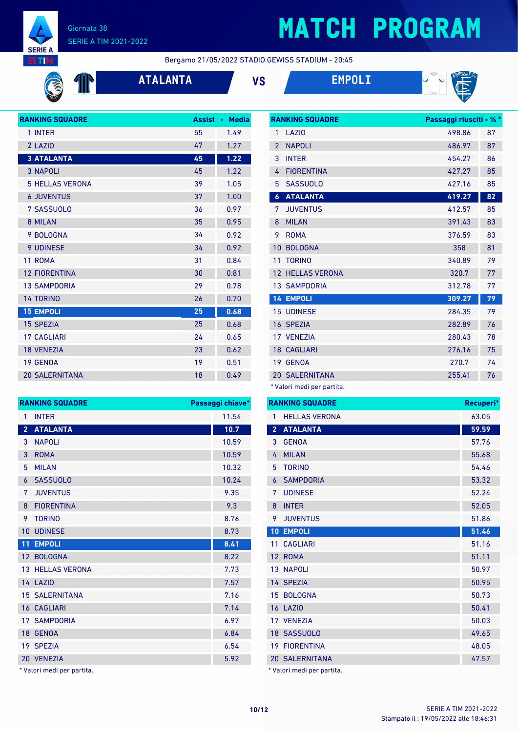Giornata 38

SERIE A TIM 2021-2022

# MATCH PROGRAM

Bergamo 21/05/2022 STADIO GEWISS STADIUM - 20:45

## ATALANTA VS EMPOLI

| RANKING SQUADRE | Assist | Media |
|---|---|---|
| 1 INTER | 55 | 1.49 |
| 2 LAZIO | 47 | 1.27 |
| **3 ATALANTA** | **45** | **1.22** |
| 3 NAPOLI | 45 | 1.22 |
| 5 HELLAS VERONA | 39 | 1.05 |
| 6 JUVENTUS | 37 | 1.00 |
| 7 SASSUOLO | 36 | 0.97 |
| 8 MILAN | 35 | 0.95 |
| 9 BOLOGNA | 34 | 0.92 |
| 9 UDINESE | 34 | 0.92 |
| 11 ROMA | 31 | 0.84 |
| 12 FIORENTINA | 30 | 0.81 |
| 13 SAMPDORIA | 29 | 0.78 |
| 14 TORINO | 26 | 0.70 |
| **15 EMPOLI** | **25** | **0.68** |
| 15 SPEZIA | 25 | 0.68 |
| 17 CAGLIARI | 24 | 0.65 |
| 18 VENEZIA | 23 | 0.62 |
| 19 GENOA | 19 | 0.51 |
| 20 SALERNITANA | 18 | 0.49 |

| RANKING SQUADRE | Passaggi riusciti* | %* |
|---|---|---|
| 1 LAZIO | 498.86 | 87 |
| 2 NAPOLI | 486.97 | 87 |
| 3 INTER | 454.27 | 86 |
| 4 FIORENTINA | 427.27 | 85 |
| 5 SASSUOLO | 427.16 | 85 |
| **6 ATALANTA** | **419.27** | **82** |
| 7 JUVENTUS | 412.57 | 85 |
| 8 MILAN | 391.43 | 83 |
| 9 ROMA | 376.59 | 83 |
| 10 BOLOGNA | 358 | 81 |
| 11 TORINO | 340.89 | 79 |
| 12 HELLAS VERONA | 320.7 | 77 |
| 13 SAMPDORIA | 312.78 | 77 |
| **14 EMPOLI** | **309.27** | **79** |
| 15 UDINESE | 284.35 | 79 |
| 16 SPEZIA | 282.89 | 76 |
| 17 VENEZIA | 280.43 | 78 |
| 18 CAGLIARI | 276.16 | 75 |
| 19 GENOA | 270.7 | 74 |
| 20 SALERNITANA | 255.41 | 76 |

* Valori medi per partita.

| RANKING SQUADRE | Passaggi chiave* |
|---|---|
| 1 INTER | 11.54 |
| **2 ATALANTA** | **10.7** |
| 3 NAPOLI | 10.59 |
| 3 ROMA | 10.59 |
| 5 MILAN | 10.32 |
| 6 SASSUOLO | 10.24 |
| 7 JUVENTUS | 9.35 |
| 8 FIORENTINA | 9.3 |
| 9 TORINO | 8.76 |
| 10 UDINESE | 8.73 |
| **11 EMPOLI** | **8.41** |
| 12 BOLOGNA | 8.22 |
| 13 HELLAS VERONA | 7.73 |
| 14 LAZIO | 7.57 |
| 15 SALERNITANA | 7.16 |
| 16 CAGLIARI | 7.14 |
| 17 SAMPDORIA | 6.97 |
| 18 GENOA | 6.84 |
| 19 SPEZIA | 6.54 |
| 20 VENEZIA | 5.92 |

* Valori medi per partita.

| RANKING SQUADRE | Recuperi* |
|---|---|
| 1 HELLAS VERONA | 63.05 |
| **2 ATALANTA** | **59.59** |
| 3 GENOA | 57.76 |
| 4 MILAN | 55.68 |
| 5 TORINO | 54.46 |
| 6 SAMPDORIA | 53.32 |
| 7 UDINESE | 52.24 |
| 8 INTER | 52.05 |
| 9 JUVENTUS | 51.86 |
| **10 EMPOLI** | **51.46** |
| 11 CAGLIARI | 51.16 |
| 12 ROMA | 51.11 |
| 13 NAPOLI | 50.97 |
| 14 SPEZIA | 50.95 |
| 15 BOLOGNA | 50.73 |
| 16 LAZIO | 50.41 |
| 17 VENEZIA | 50.03 |
| 18 SASSUOLO | 49.65 |
| 19 FIORENTINA | 48.05 |
| 20 SALERNITANA | 47.57 |

* Valori medi per partita.

Stampato il : 19/05/2022 alle 18:46:31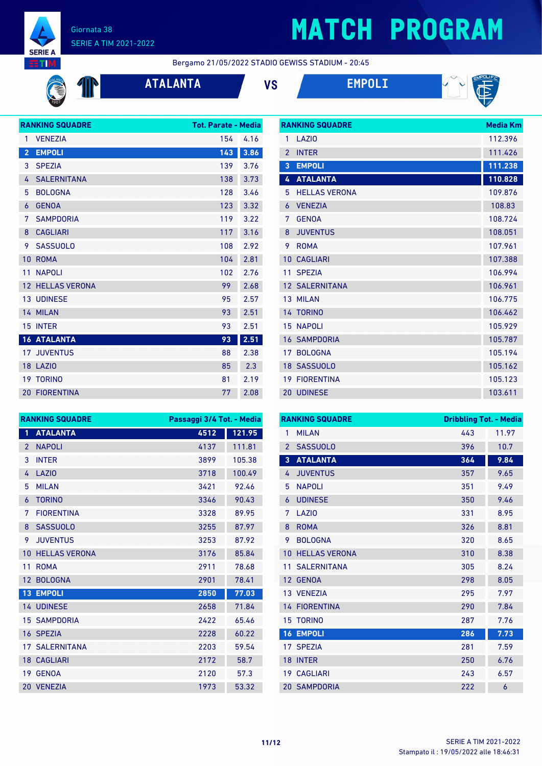# MATCH PROGRAM

Giornata 38
SERIE A TIM 2021-2022

Bergamo 21/05/2022 STADIO GEWISS STADIUM - 20:45

**ATALANTA** VS **EMPOLI**

| RANKING SQUADRE | | Tot. Parate - Media | |
|---|---|---|---|
| 1 | VENEZIA | 154 | 4.16 |
| 2 | EMPOLI | 143 | 3.86 |
| 3 | SPEZIA | 139 | 3.76 |
| 4 | SALERNITANA | 138 | 3.73 |
| 5 | BOLOGNA | 128 | 3.46 |
| 6 | GENOA | 123 | 3.32 |
| 7 | SAMPDORIA | 119 | 3.22 |
| 8 | CAGLIARI | 117 | 3.16 |
| 9 | SASSUOLO | 108 | 2.92 |
| 10 | ROMA | 104 | 2.81 |
| 11 | NAPOLI | 102 | 2.76 |
| 12 | HELLAS VERONA | 99 | 2.68 |
| 13 | UDINESE | 95 | 2.57 |
| 14 | MILAN | 93 | 2.51 |
| 15 | INTER | 93 | 2.51 |
| 16 | ATALANTA | 93 | 2.51 |
| 17 | JUVENTUS | 88 | 2.38 |
| 18 | LAZIO | 85 | 2.3 |
| 19 | TORINO | 81 | 2.19 |
| 20 | FIORENTINA | 77 | 2.08 |

| RANKING SQUADRE | | Media Km |
|---|---|---|
| 1 | LAZIO | 112.396 |
| 2 | INTER | 111.426 |
| 3 | EMPOLI | 111.238 |
| 4 | ATALANTA | 110.828 |
| 5 | HELLAS VERONA | 109.876 |
| 6 | VENEZIA | 108.83 |
| 7 | GENOA | 108.724 |
| 8 | JUVENTUS | 108.051 |
| 9 | ROMA | 107.961 |
| 10 | CAGLIARI | 107.388 |
| 11 | SPEZIA | 106.994 |
| 12 | SALERNITANA | 106.961 |
| 13 | MILAN | 106.775 |
| 14 | TORINO | 106.462 |
| 15 | NAPOLI | 105.929 |
| 16 | SAMPDORIA | 105.787 |
| 17 | BOLOGNA | 105.194 |
| 18 | SASSUOLO | 105.162 |
| 19 | FIORENTINA | 105.123 |
| 20 | UDINESE | 103.611 |

| RANKING SQUADRE | | Passaggi 3/4 Tot. - Media | |
|---|---|---|---|
| 1 | ATALANTA | 4512 | 121.95 |
| 2 | NAPOLI | 4137 | 111.81 |
| 3 | INTER | 3899 | 105.38 |
| 4 | LAZIO | 3718 | 100.49 |
| 5 | MILAN | 3421 | 92.46 |
| 6 | TORINO | 3346 | 90.43 |
| 7 | FIORENTINA | 3328 | 89.95 |
| 8 | SASSUOLO | 3255 | 87.97 |
| 9 | JUVENTUS | 3253 | 87.92 |
| 10 | HELLAS VERONA | 3176 | 85.84 |
| 11 | ROMA | 2911 | 78.68 |
| 12 | BOLOGNA | 2901 | 78.41 |
| 13 | EMPOLI | 2850 | 77.03 |
| 14 | UDINESE | 2658 | 71.84 |
| 15 | SAMPDORIA | 2422 | 65.46 |
| 16 | SPEZIA | 2228 | 60.22 |
| 17 | SALERNITANA | 2203 | 59.54 |
| 18 | CAGLIARI | 2172 | 58.7 |
| 19 | GENOA | 2120 | 57.3 |
| 20 | VENEZIA | 1973 | 53.32 |

| RANKING SQUADRE | | Dribbling Tot. - Media | |
|---|---|---|---|
| 1 | MILAN | 443 | 11.97 |
| 2 | SASSUOLO | 396 | 10.7 |
| 3 | ATALANTA | 364 | 9.84 |
| 4 | JUVENTUS | 357 | 9.65 |
| 5 | NAPOLI | 351 | 9.49 |
| 6 | UDINESE | 350 | 9.46 |
| 7 | LAZIO | 331 | 8.95 |
| 8 | ROMA | 326 | 8.81 |
| 9 | BOLOGNA | 320 | 8.65 |
| 10 | HELLAS VERONA | 310 | 8.38 |
| 11 | SALERNITANA | 305 | 8.24 |
| 12 | GENOA | 298 | 8.05 |
| 13 | VENEZIA | 295 | 7.97 |
| 14 | FIORENTINA | 290 | 7.84 |
| 15 | TORINO | 287 | 7.76 |
| 16 | EMPOLI | 286 | 7.73 |
| 17 | SPEZIA | 281 | 7.59 |
| 18 | INTER | 250 | 6.76 |
| 19 | CAGLIARI | 243 | 6.57 |
| 20 | SAMPDORIA | 222 | 6 |

Stampato il : 19/05/2022 alle 18:46:31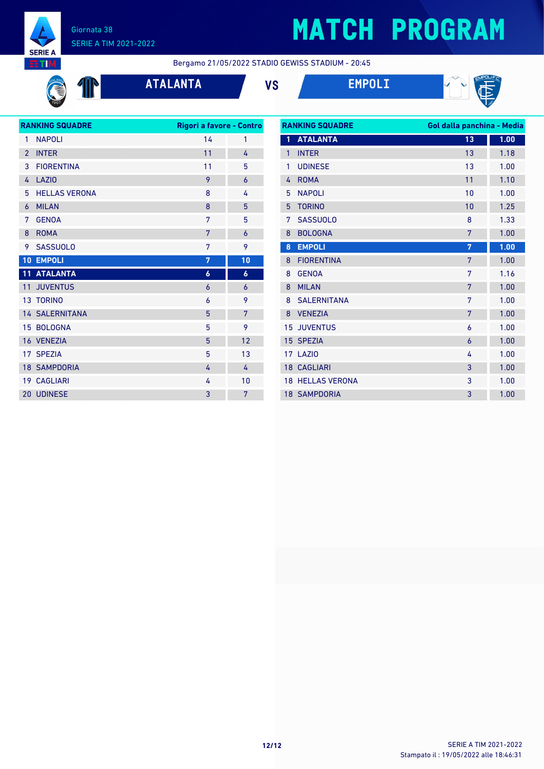# MATCH PROGRAM

Giornata 38
SERIE A TIM 2021-2022

Bergamo 21/05/2022 STADIO GEWISS STADIUM - 20:45

**ATALANTA** VS **EMPOLI**

| RANKING SQUADRE | | Rigori a favore | Contro |
|---|---|---|---|
| 1 | NAPOLI | 14 | 1 |
| 2 | INTER | 11 | 4 |
| 3 | FIORENTINA | 11 | 5 |
| 4 | LAZIO | 9 | 6 |
| 5 | HELLAS VERONA | 8 | 4 |
| 6 | MILAN | 8 | 5 |
| 7 | GENOA | 7 | 5 |
| 8 | ROMA | 7 | 6 |
| 9 | SASSUOLO | 7 | 9 |
| 10 | EMPOLI | 7 | 10 |
| 11 | ATALANTA | 6 | 6 |
| 11 | JUVENTUS | 6 | 6 |
| 13 | TORINO | 6 | 9 |
| 14 | SALERNITANA | 5 | 7 |
| 15 | BOLOGNA | 5 | 9 |
| 16 | VENEZIA | 5 | 12 |
| 17 | SPEZIA | 5 | 13 |
| 18 | SAMPDORIA | 4 | 4 |
| 19 | CAGLIARI | 4 | 10 |
| 20 | UDINESE | 3 | 7 |

| RANKING SQUADRE | | Gol dalla panchina | Media |
|---|---|---|---|
| 1 | ATALANTA | 13 | 1.00 |
| 1 | INTER | 13 | 1.18 |
| 1 | UDINESE | 13 | 1.00 |
| 4 | ROMA | 11 | 1.10 |
| 5 | NAPOLI | 10 | 1.00 |
| 5 | TORINO | 10 | 1.25 |
| 7 | SASSUOLO | 8 | 1.33 |
| 8 | BOLOGNA | 7 | 1.00 |
| 8 | EMPOLI | 7 | 1.00 |
| 8 | FIORENTINA | 7 | 1.00 |
| 8 | GENOA | 7 | 1.16 |
| 8 | MILAN | 7 | 1.00 |
| 8 | SALERNITANA | 7 | 1.00 |
| 8 | VENEZIA | 7 | 1.00 |
| 15 | JUVENTUS | 6 | 1.00 |
| 15 | SPEZIA | 6 | 1.00 |
| 17 | LAZIO | 4 | 1.00 |
| 18 | CAGLIARI | 3 | 1.00 |
| 18 | HELLAS VERONA | 3 | 1.00 |
| 18 | SAMPDORIA | 3 | 1.00 |

SERIE A TIM 2021-2022
Stampato il : 19/05/2022 alle 18:46:31